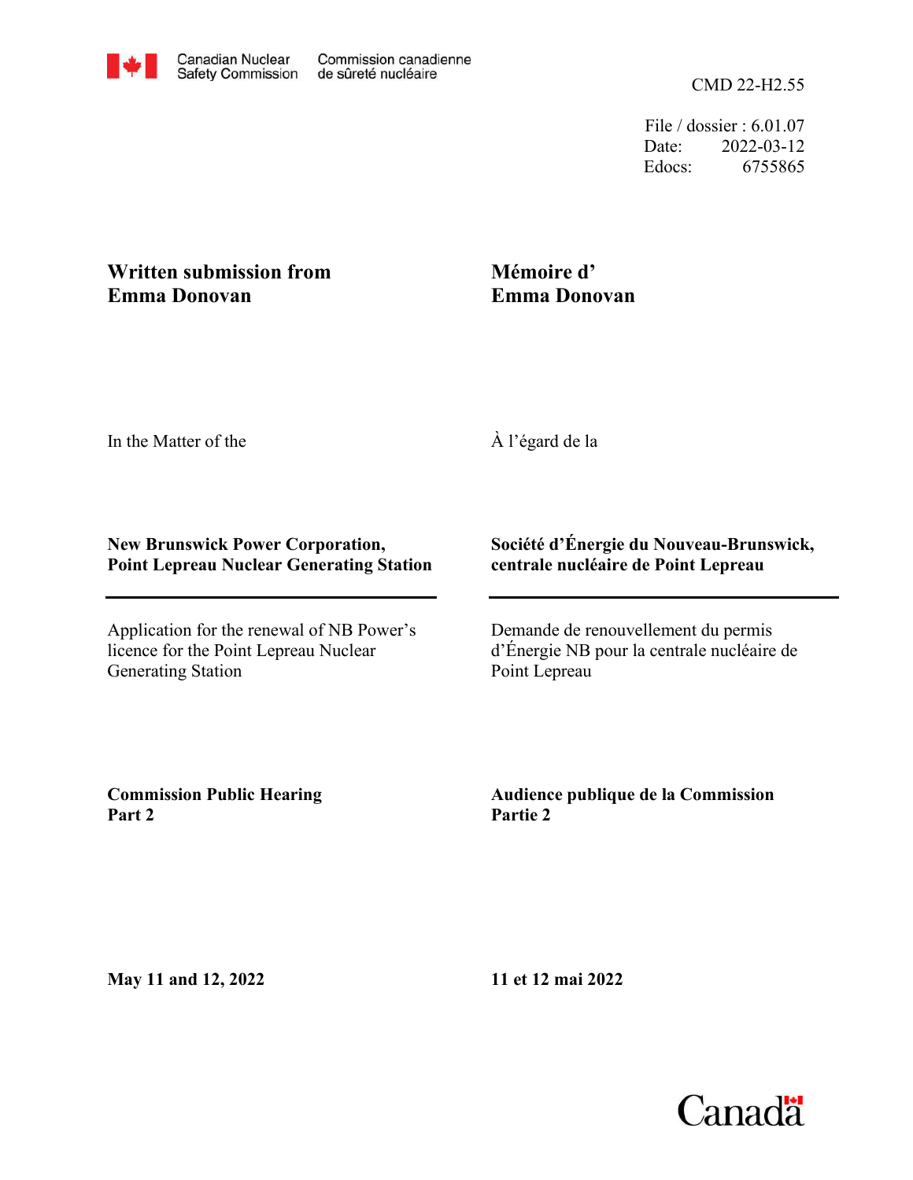Canadian Nuclear Safety Commission | Commission canadienne de sûreté nucléaire

CMD 22-H2.55

File / dossier : 6.01.07
Date: 2022-03-12
Edocs: 6755865

**Written submission from Emma Donovan**

**Mémoire d' Emma Donovan**

In the Matter of the

À l'égard de la

**New Brunswick Power Corporation, Point Lepreau Nuclear Generating Station**

**Société d'Énergie du Nouveau-Brunswick, centrale nucléaire de Point Lepreau**

Application for the renewal of NB Power's licence for the Point Lepreau Nuclear Generating Station

Demande de renouvellement du permis d'Énergie NB pour la centrale nucléaire de Point Lepreau

**Commission Public Hearing Part 2**

**Audience publique de la Commission Partie 2**

**May 11 and 12, 2022**

**11 et 12 mai 2022**

Canada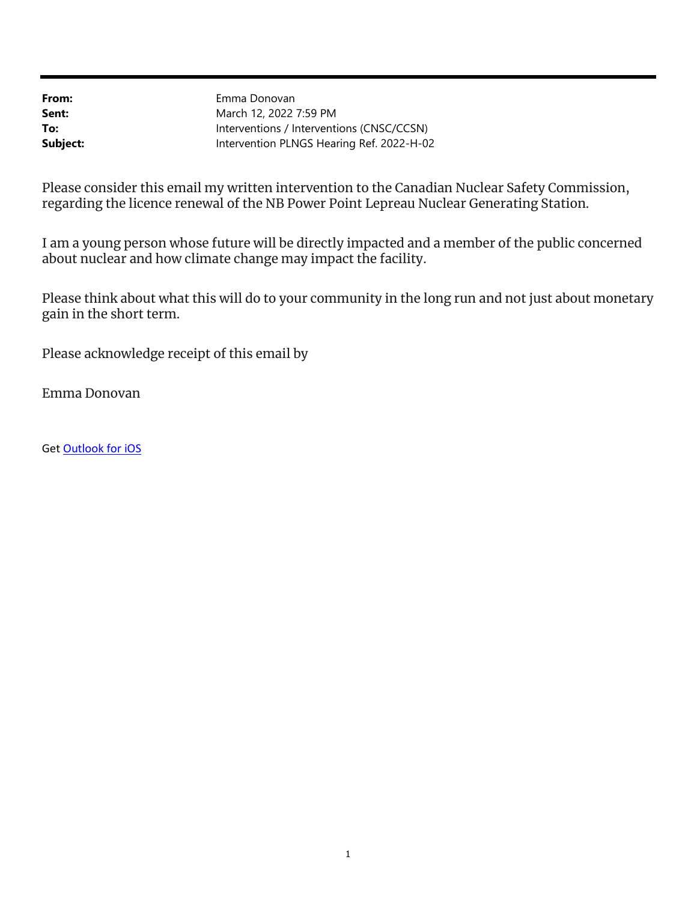**From:** Emma Donovan
**Sent:** March 12, 2022 7:59 PM
**To:** Interventions / Interventions (CNSC/CCSN)
**Subject:** Intervention PLNGS Hearing Ref. 2022-H-02

Please consider this email my written intervention to the Canadian Nuclear Safety Commission, regarding the licence renewal of the NB Power Point Lepreau Nuclear Generating Station.

I am a young person whose future will be directly impacted and a member of the public concerned about nuclear and how climate change may impact the facility.

Please think about what this will do to your community in the long run and not just about monetary gain in the short term.

Please acknowledge receipt of this email by

Emma Donovan

Get Outlook for iOS